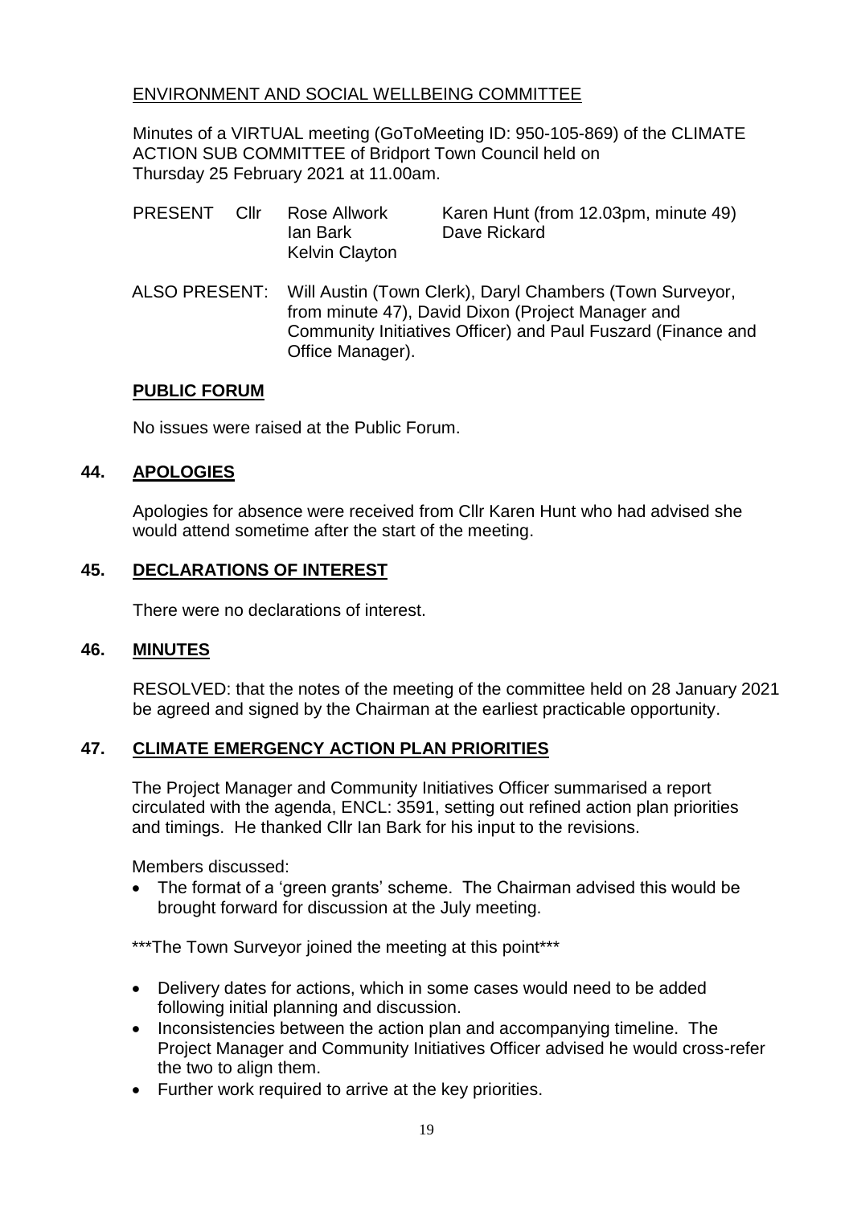ENVIRONMENT AND SOCIAL WELLBEING COMMITTEE

Minutes of a VIRTUAL meeting (GoToMeeting ID: 950-105-869) of the CLIMATE ACTION SUB COMMITTEE of Bridport Town Council held on Thursday 25 February 2021 at 11.00am.

| PRESENT | Cllr | Rose Allwork | Karen Hunt (from 12.03pm, minute 49) |
|---|---|---|---|
| | | Ian Bark | Dave Rickard |
| | | Kelvin Clayton | |

ALSO PRESENT: Will Austin (Town Clerk), Daryl Chambers (Town Surveyor, from minute 47), David Dixon (Project Manager and Community Initiatives Officer) and Paul Fuszard (Finance and Office Manager).

## PUBLIC FORUM

No issues were raised at the Public Forum.

## 44. APOLOGIES

Apologies for absence were received from Cllr Karen Hunt who had advised she would attend sometime after the start of the meeting.

## 45. DECLARATIONS OF INTEREST

There were no declarations of interest.

## 46. MINUTES

RESOLVED: that the notes of the meeting of the committee held on 28 January 2021 be agreed and signed by the Chairman at the earliest practicable opportunity.

## 47. CLIMATE EMERGENCY ACTION PLAN PRIORITIES

The Project Manager and Community Initiatives Officer summarised a report circulated with the agenda, ENCL: 3591, setting out refined action plan priorities and timings. He thanked Cllr Ian Bark for his input to the revisions.

Members discussed:

- The format of a 'green grants' scheme. The Chairman advised this would be brought forward for discussion at the July meeting.

\*\*\*The Town Surveyor joined the meeting at this point\*\*\*

- Delivery dates for actions, which in some cases would need to be added following initial planning and discussion.
- Inconsistencies between the action plan and accompanying timeline. The Project Manager and Community Initiatives Officer advised he would cross-refer the two to align them.
- Further work required to arrive at the key priorities.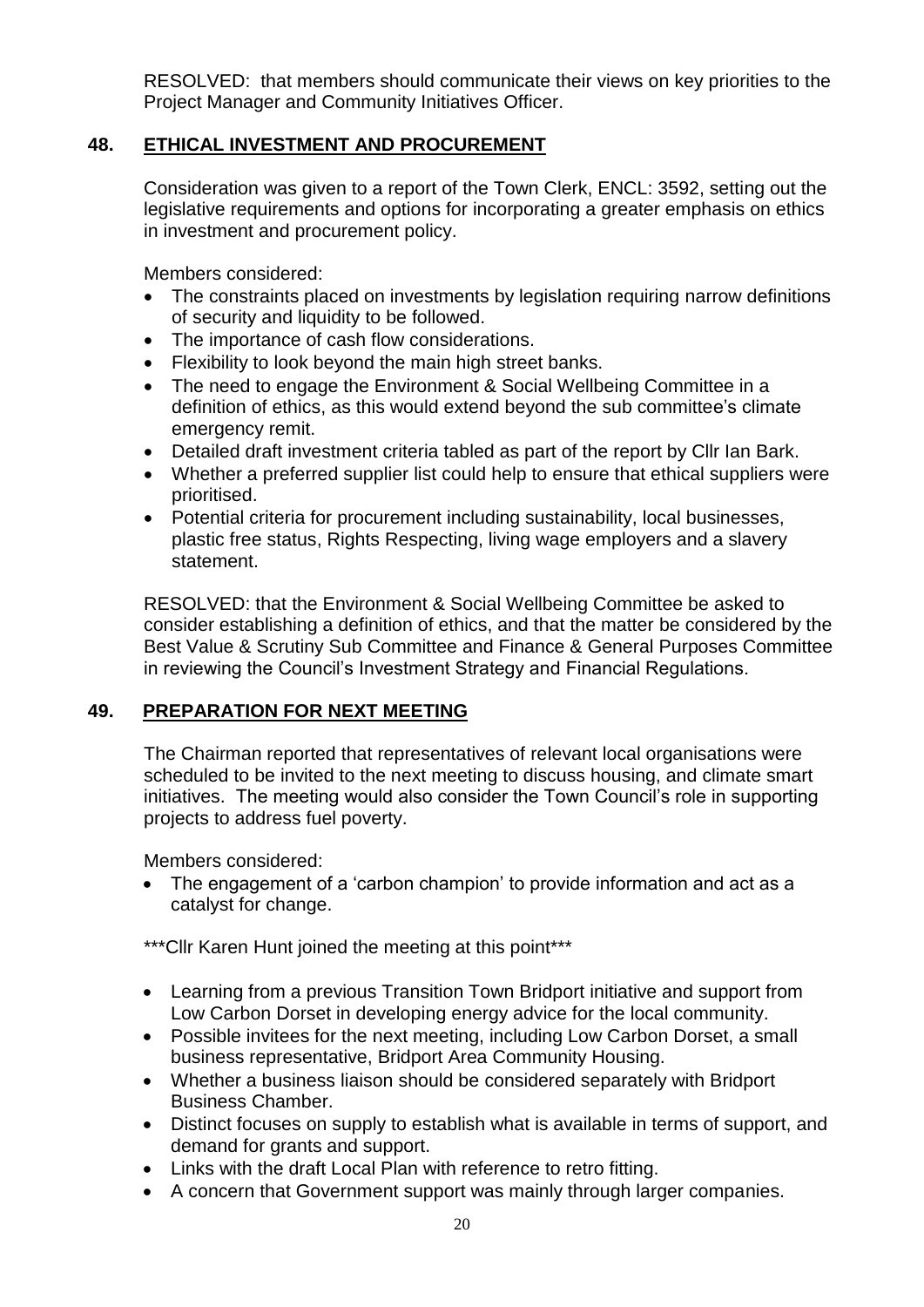RESOLVED: that members should communicate their views on key priorities to the Project Manager and Community Initiatives Officer.

## 48. ETHICAL INVESTMENT AND PROCUREMENT

Consideration was given to a report of the Town Clerk, ENCL: 3592, setting out the legislative requirements and options for incorporating a greater emphasis on ethics in investment and procurement policy.

Members considered:

- The constraints placed on investments by legislation requiring narrow definitions of security and liquidity to be followed.
- The importance of cash flow considerations.
- Flexibility to look beyond the main high street banks.
- The need to engage the Environment & Social Wellbeing Committee in a definition of ethics, as this would extend beyond the sub committee's climate emergency remit.
- Detailed draft investment criteria tabled as part of the report by Cllr Ian Bark.
- Whether a preferred supplier list could help to ensure that ethical suppliers were prioritised.
- Potential criteria for procurement including sustainability, local businesses, plastic free status, Rights Respecting, living wage employers and a slavery statement.

RESOLVED: that the Environment & Social Wellbeing Committee be asked to consider establishing a definition of ethics, and that the matter be considered by the Best Value & Scrutiny Sub Committee and Finance & General Purposes Committee in reviewing the Council's Investment Strategy and Financial Regulations.

## 49. PREPARATION FOR NEXT MEETING

The Chairman reported that representatives of relevant local organisations were scheduled to be invited to the next meeting to discuss housing, and climate smart initiatives. The meeting would also consider the Town Council's role in supporting projects to address fuel poverty.

Members considered:

- The engagement of a 'carbon champion' to provide information and act as a catalyst for change.

***Cllr Karen Hunt joined the meeting at this point***

- Learning from a previous Transition Town Bridport initiative and support from Low Carbon Dorset in developing energy advice for the local community.
- Possible invitees for the next meeting, including Low Carbon Dorset, a small business representative, Bridport Area Community Housing.
- Whether a business liaison should be considered separately with Bridport Business Chamber.
- Distinct focuses on supply to establish what is available in terms of support, and demand for grants and support.
- Links with the draft Local Plan with reference to retro fitting.
- A concern that Government support was mainly through larger companies.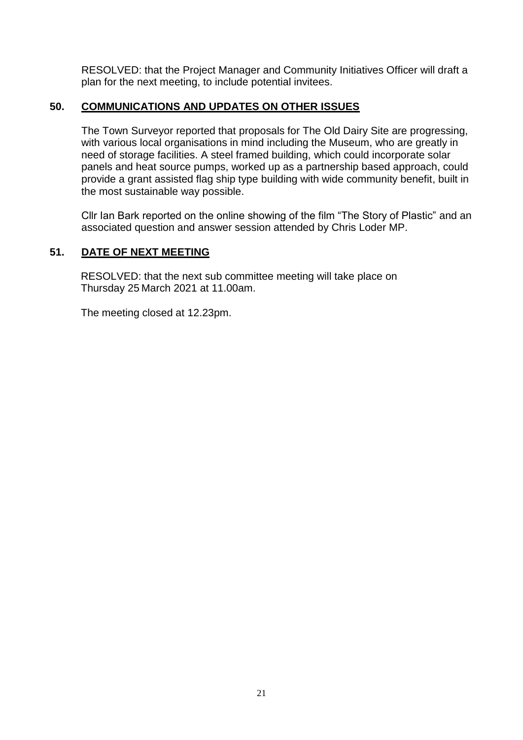RESOLVED: that the Project Manager and Community Initiatives Officer will draft a plan for the next meeting, to include potential invitees.

## 50. COMMUNICATIONS AND UPDATES ON OTHER ISSUES

The Town Surveyor reported that proposals for The Old Dairy Site are progressing, with various local organisations in mind including the Museum, who are greatly in need of storage facilities. A steel framed building, which could incorporate solar panels and heat source pumps, worked up as a partnership based approach, could provide a grant assisted flag ship type building with wide community benefit, built in the most sustainable way possible.

Cllr Ian Bark reported on the online showing of the film "The Story of Plastic" and an associated question and answer session attended by Chris Loder MP.

## 51. DATE OF NEXT MEETING

RESOLVED: that the next sub committee meeting will take place on Thursday 25 March 2021 at 11.00am.

The meeting closed at 12.23pm.